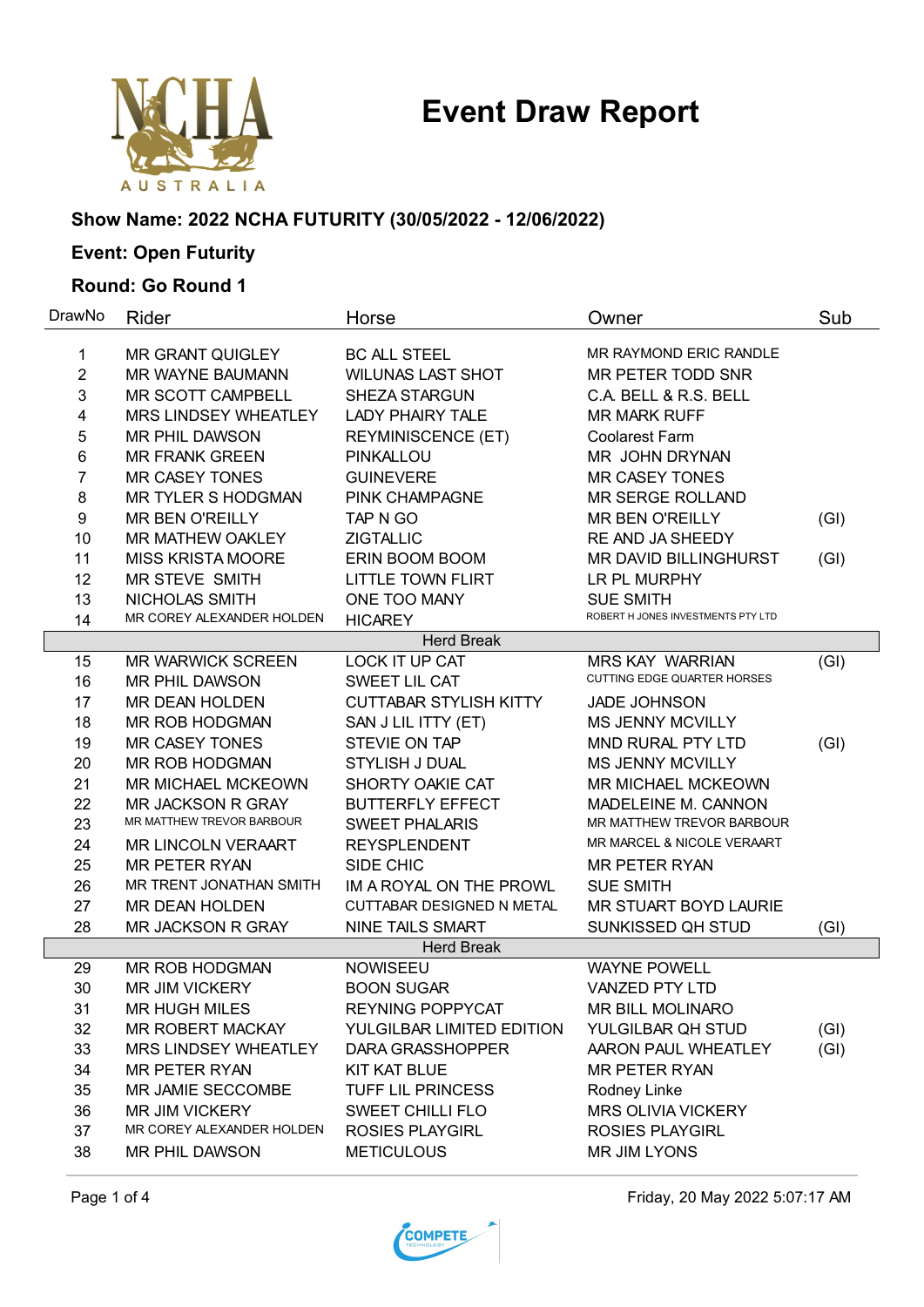# Event Draw Report

**Show Name: 2022 NCHA FUTURITY (30/05/2022 - 12/06/2022)**

**Event: Open Futurity**

**Round: Go Round 1**

| DrawNo | Rider | Horse | Owner | Sub |
|---|---|---|---|---|
| 1 | MR GRANT QUIGLEY | BC ALL STEEL | MR RAYMOND ERIC RANDLE | |
| 2 | MR WAYNE BAUMANN | WILUNAS LAST SHOT | MR PETER TODD SNR | |
| 3 | MR SCOTT CAMPBELL | SHEZA STARGUN | C.A. BELL & R.S. BELL | |
| 4 | MRS LINDSEY WHEATLEY | LADY PHAIRY TALE | MR MARK RUFF | |
| 5 | MR PHIL DAWSON | REYMINISCENCE (ET) | Coolarest Farm | |
| 6 | MR FRANK GREEN | PINKALLOU | MR JOHN DRYNAN | |
| 7 | MR CASEY TONES | GUINEVERE | MR CASEY TONES | |
| 8 | MR TYLER S HODGMAN | PINK CHAMPAGNE | MR SERGE ROLLAND | |
| 9 | MR BEN O'REILLY | TAP N GO | MR BEN O'REILLY | (GI) |
| 10 | MR MATHEW OAKLEY | ZIGTALLIC | RE AND JA SHEEDY | |
| 11 | MISS KRISTA MOORE | ERIN BOOM BOOM | MR DAVID BILLINGHURST | (GI) |
| 12 | MR STEVE SMITH | LITTLE TOWN FLIRT | LR PL MURPHY | |
| 13 | NICHOLAS SMITH | ONE TOO MANY | SUE SMITH | |
| 14 | MR COREY ALEXANDER HOLDEN | HICAREY | ROBERT H JONES INVESTMENTS PTY LTD | |
| | | Herd Break | | |
| 15 | MR WARWICK SCREEN | LOCK IT UP CAT | MRS KAY WARRIAN | (GI) |
| 16 | MR PHIL DAWSON | SWEET LIL CAT | CUTTING EDGE QUARTER HORSES | |
| 17 | MR DEAN HOLDEN | CUTTABAR STYLISH KITTY | JADE JOHNSON | |
| 18 | MR ROB HODGMAN | SAN J LIL ITTY (ET) | MS JENNY MCVILLY | |
| 19 | MR CASEY TONES | STEVIE ON TAP | MND RURAL PTY LTD | (GI) |
| 20 | MR ROB HODGMAN | STYLISH J DUAL | MS JENNY MCVILLY | |
| 21 | MR MICHAEL MCKEOWN | SHORTY OAKIE CAT | MR MICHAEL MCKEOWN | |
| 22 | MR JACKSON R GRAY | BUTTERFLY EFFECT | MADELEINE M. CANNON | |
| 23 | MR MATTHEW TREVOR BARBOUR | SWEET PHALARIS | MR MATTHEW TREVOR BARBOUR | |
| 24 | MR LINCOLN VERAART | REYSPLENDENT | MR MARCEL & NICOLE VERAART | |
| 25 | MR PETER RYAN | SIDE CHIC | MR PETER RYAN | |
| 26 | MR TRENT JONATHAN SMITH | IM A ROYAL ON THE PROWL | SUE SMITH | |
| 27 | MR DEAN HOLDEN | CUTTABAR DESIGNED N METAL | MR STUART BOYD LAURIE | |
| 28 | MR JACKSON R GRAY | NINE TAILS SMART | SUNKISSED QH STUD | (GI) |
| | | Herd Break | | |
| 29 | MR ROB HODGMAN | NOWISEEU | WAYNE POWELL | |
| 30 | MR JIM VICKERY | BOON SUGAR | VANZED PTY LTD | |
| 31 | MR HUGH MILES | REYNING POPPYCAT | MR BILL MOLINARO | |
| 32 | MR ROBERT MACKAY | YULGILBAR LIMITED EDITION | YULGILBAR QH STUD | (GI) |
| 33 | MRS LINDSEY WHEATLEY | DARA GRASSHOPPER | AARON PAUL WHEATLEY | (GI) |
| 34 | MR PETER RYAN | KIT KAT BLUE | MR PETER RYAN | |
| 35 | MR JAMIE SECCOMBE | TUFF LIL PRINCESS | Rodney Linke | |
| 36 | MR JIM VICKERY | SWEET CHILLI FLO | MRS OLIVIA VICKERY | |
| 37 | MR COREY ALEXANDER HOLDEN | ROSIES PLAYGIRL | ROSIES PLAYGIRL | |
| 38 | MR PHIL DAWSON | METICULOUS | MR JIM LYONS | |

Friday, 20 May 2022 5:07:17 AM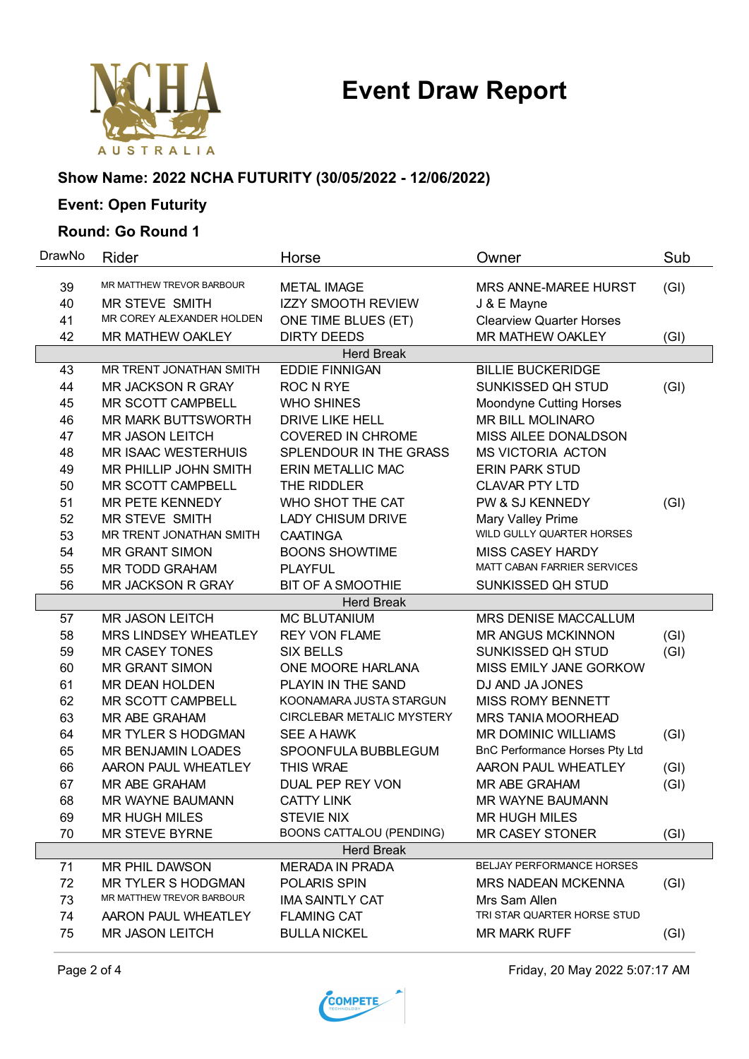# Event Draw Report

**Show Name: 2022 NCHA FUTURITY (30/05/2022 - 12/06/2022)**

**Event: Open Futurity**

**Round: Go Round 1**

| DrawNo | Rider | Horse | Owner | Sub |
|---|---|---|---|---|
| 39 | MR MATTHEW TREVOR BARBOUR | METAL IMAGE | MRS ANNE-MAREE HURST | (GI) |
| 40 | MR STEVE SMITH | IZZY SMOOTH REVIEW | J & E Mayne | |
| 41 | MR COREY ALEXANDER HOLDEN | ONE TIME BLUES (ET) | Clearview Quarter Horses | |
| 42 | MR MATHEW OAKLEY | DIRTY DEEDS | MR MATHEW OAKLEY | (GI) |
| | | Herd Break | | |
| 43 | MR TRENT JONATHAN SMITH | EDDIE FINNIGAN | BILLIE BUCKERIDGE | |
| 44 | MR JACKSON R GRAY | ROC N RYE | SUNKISSED QH STUD | (GI) |
| 45 | MR SCOTT CAMPBELL | WHO SHINES | Moondyne Cutting Horses | |
| 46 | MR MARK BUTTSWORTH | DRIVE LIKE HELL | MR BILL MOLINARO | |
| 47 | MR JASON LEITCH | COVERED IN CHROME | MISS AILEE DONALDSON | |
| 48 | MR ISAAC WESTERHUIS | SPLENDOUR IN THE GRASS | MS VICTORIA ACTON | |
| 49 | MR PHILLIP JOHN SMITH | ERIN METALLIC MAC | ERIN PARK STUD | |
| 50 | MR SCOTT CAMPBELL | THE RIDDLER | CLAVAR PTY LTD | |
| 51 | MR PETE KENNEDY | WHO SHOT THE CAT | PW & SJ KENNEDY | (GI) |
| 52 | MR STEVE SMITH | LADY CHISUM DRIVE | Mary Valley Prime | |
| 53 | MR TRENT JONATHAN SMITH | CAATINGA | WILD GULLY QUARTER HORSES | |
| 54 | MR GRANT SIMON | BOONS SHOWTIME | MISS CASEY HARDY | |
| 55 | MR TODD GRAHAM | PLAYFUL | MATT CABAN FARRIER SERVICES | |
| 56 | MR JACKSON R GRAY | BIT OF A SMOOTHIE | SUNKISSED QH STUD | |
| | | Herd Break | | |
| 57 | MR JASON LEITCH | MC BLUTANIUM | MRS DENISE MACCALLUM | |
| 58 | MRS LINDSEY WHEATLEY | REY VON FLAME | MR ANGUS MCKINNON | (GI) |
| 59 | MR CASEY TONES | SIX BELLS | SUNKISSED QH STUD | (GI) |
| 60 | MR GRANT SIMON | ONE MOORE HARLANA | MISS EMILY JANE GORKOW | |
| 61 | MR DEAN HOLDEN | PLAYIN IN THE SAND | DJ AND JA JONES | |
| 62 | MR SCOTT CAMPBELL | KOONAMARA JUSTA STARGUN | MISS ROMY BENNETT | |
| 63 | MR ABE GRAHAM | CIRCLEBAR METALIC MYSTERY | MRS TANIA MOORHEAD | |
| 64 | MR TYLER S HODGMAN | SEE A HAWK | MR DOMINIC WILLIAMS | (GI) |
| 65 | MR BENJAMIN LOADES | SPOONFULA BUBBLEGUM | BnC Performance Horses Pty Ltd | |
| 66 | AARON PAUL WHEATLEY | THIS WRAE | AARON PAUL WHEATLEY | (GI) |
| 67 | MR ABE GRAHAM | DUAL PEP REY VON | MR ABE GRAHAM | (GI) |
| 68 | MR WAYNE BAUMANN | CATTY LINK | MR WAYNE BAUMANN | |
| 69 | MR HUGH MILES | STEVIE NIX | MR HUGH MILES | |
| 70 | MR STEVE BYRNE | BOONS CATTALOU (PENDING) | MR CASEY STONER | (GI) |
| | | Herd Break | | |
| 71 | MR PHIL DAWSON | MERADA IN PRADA | BELJAY PERFORMANCE HORSES | |
| 72 | MR TYLER S HODGMAN | POLARIS SPIN | MRS NADEAN MCKENNA | (GI) |
| 73 | MR MATTHEW TREVOR BARBOUR | IMA SAINTLY CAT | Mrs Sam Allen | |
| 74 | AARON PAUL WHEATLEY | FLAMING CAT | TRI STAR QUARTER HORSE STUD | |
| 75 | MR JASON LEITCH | BULLA NICKEL | MR MARK RUFF | (GI) |

Friday, 20 May 2022 5:07:17 AM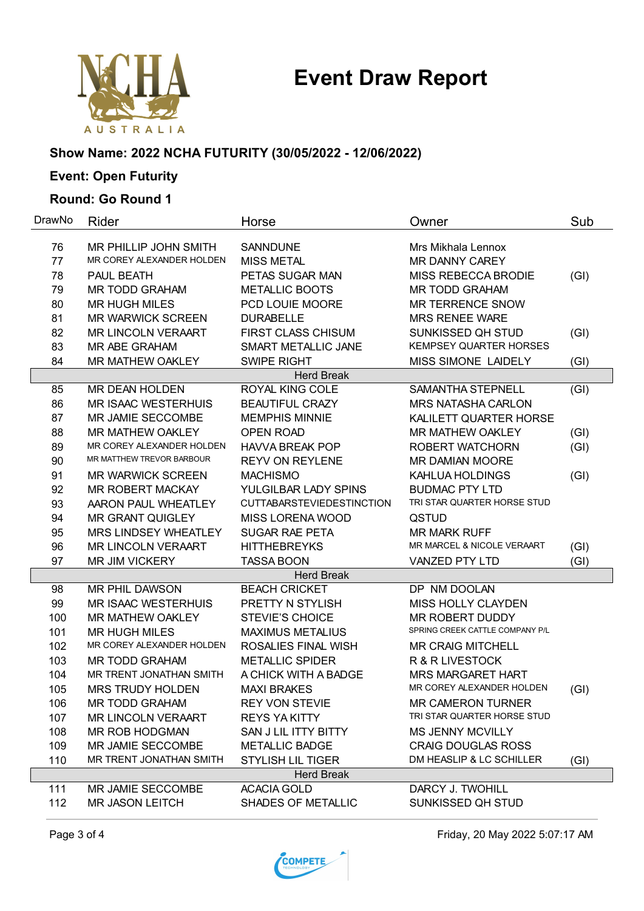# Event Draw Report

**Show Name: 2022 NCHA FUTURITY (30/05/2022 - 12/06/2022)**

**Event: Open Futurity**

**Round: Go Round 1**

| DrawNo | Rider | Horse | Owner | Sub |
|---|---|---|---|---|
| 76 | MR PHILLIP JOHN SMITH | SANNDUNE | Mrs Mikhala Lennox | |
| 77 | MR COREY ALEXANDER HOLDEN | MISS METAL | MR DANNY CAREY | |
| 78 | PAUL BEATH | PETAS SUGAR MAN | MISS REBECCA BRODIE | (GI) |
| 79 | MR TODD GRAHAM | METALLIC BOOTS | MR TODD GRAHAM | |
| 80 | MR HUGH MILES | PCD LOUIE MOORE | MR TERRENCE SNOW | |
| 81 | MR WARWICK SCREEN | DURABELLE | MRS RENEE WARE | |
| 82 | MR LINCOLN VERAART | FIRST CLASS CHISUM | SUNKISSED QH STUD | (GI) |
| 83 | MR ABE GRAHAM | SMART METALLIC JANE | KEMPSEY QUARTER HORSES | |
| 84 | MR MATHEW OAKLEY | SWIPE RIGHT | MISS SIMONE LAIDELY | (GI) |
| | | Herd Break | | |
| 85 | MR DEAN HOLDEN | ROYAL KING COLE | SAMANTHA STEPNELL | (GI) |
| 86 | MR ISAAC WESTERHUIS | BEAUTIFUL CRAZY | MRS NATASHA CARLON | |
| 87 | MR JAMIE SECCOMBE | MEMPHIS MINNIE | KALILETT QUARTER HORSE | |
| 88 | MR MATHEW OAKLEY | OPEN ROAD | MR MATHEW OAKLEY | (GI) |
| 89 | MR COREY ALEXANDER HOLDEN | HAVVA BREAK POP | ROBERT WATCHORN | (GI) |
| 90 | MR MATTHEW TREVOR BARBOUR | REYV ON REYLENE | MR DAMIAN MOORE | |
| 91 | MR WARWICK SCREEN | MACHISMO | KAHLUA HOLDINGS | (GI) |
| 92 | MR ROBERT MACKAY | YULGILBAR LADY SPINS | BUDMAC PTY LTD | |
| 93 | AARON PAUL WHEATLEY | CUTTABARSTEVIEDESTINCTION | TRI STAR QUARTER HORSE STUD | |
| 94 | MR GRANT QUIGLEY | MISS LORENA WOOD | QSTUD | |
| 95 | MRS LINDSEY WHEATLEY | SUGAR RAE PETA | MR MARK RUFF | |
| 96 | MR LINCOLN VERAART | HITTHEBREYKS | MR MARCEL & NICOLE VERAART | (GI) |
| 97 | MR JIM VICKERY | TASSA BOON | VANZED PTY LTD | (GI) |
| | | Herd Break | | |
| 98 | MR PHIL DAWSON | BEACH CRICKET | DP NM DOOLAN | |
| 99 | MR ISAAC WESTERHUIS | PRETTY N STYLISH | MISS HOLLY CLAYDEN | |
| 100 | MR MATHEW OAKLEY | STEVIE'S CHOICE | MR ROBERT DUDDY | |
| 101 | MR HUGH MILES | MAXIMUS METALIUS | SPRING CREEK CATTLE COMPANY P/L | |
| 102 | MR COREY ALEXANDER HOLDEN | ROSALIES FINAL WISH | MR CRAIG MITCHELL | |
| 103 | MR TODD GRAHAM | METALLIC SPIDER | R & R LIVESTOCK | |
| 104 | MR TRENT JONATHAN SMITH | A CHICK WITH A BADGE | MRS MARGARET HART | |
| 105 | MRS TRUDY HOLDEN | MAXI BRAKES | MR COREY ALEXANDER HOLDEN | (GI) |
| 106 | MR TODD GRAHAM | REY VON STEVIE | MR CAMERON TURNER | |
| 107 | MR LINCOLN VERAART | REYS YA KITTY | TRI STAR QUARTER HORSE STUD | |
| 108 | MR ROB HODGMAN | SAN J LIL ITTY BITTY | MS JENNY MCVILLY | |
| 109 | MR JAMIE SECCOMBE | METALLIC BADGE | CRAIG DOUGLAS ROSS | |
| 110 | MR TRENT JONATHAN SMITH | STYLISH LIL TIGER | DM HEASLIP & LC SCHILLER | (GI) |
| | | Herd Break | | |
| 111 | MR JAMIE SECCOMBE | ACACIA GOLD | DARCY J. TWOHILL | |
| 112 | MR JASON LEITCH | SHADES OF METALLIC | SUNKISSED QH STUD | |

Friday, 20 May 2022 5:07:17 AM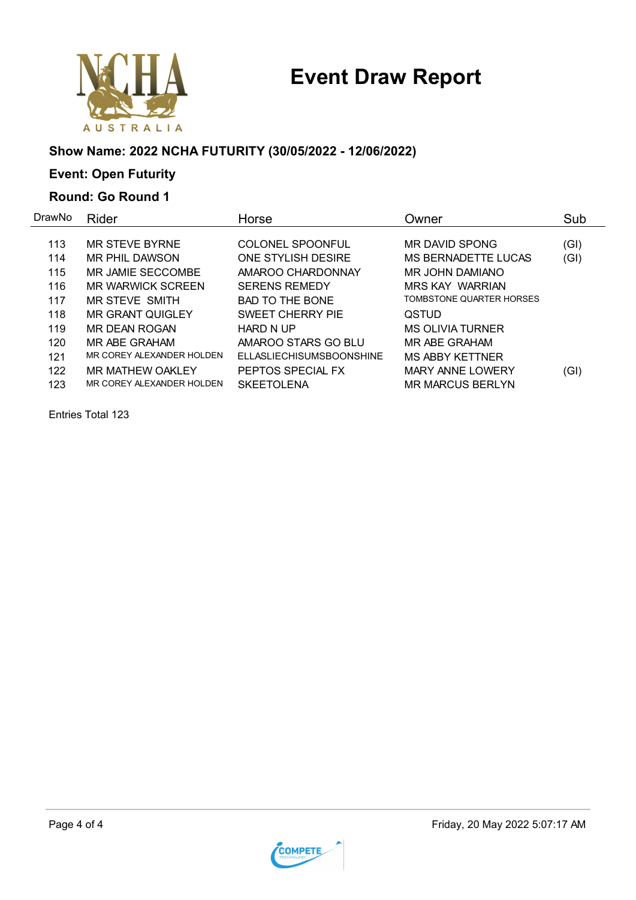# Event Draw Report

### Show Name: 2022 NCHA FUTURITY (30/05/2022 - 12/06/2022)

### Event: Open Futurity

### Round: Go Round 1

| DrawNo | Rider | Horse | Owner | Sub |
|---|---|---|---|---|
| 113 | MR STEVE BYRNE | COLONEL SPOONFUL | MR DAVID SPONG | (GI) |
| 114 | MR PHIL DAWSON | ONE STYLISH DESIRE | MS BERNADETTE LUCAS | (GI) |
| 115 | MR JAMIE SECCOMBE | AMAROO CHARDONNAY | MR JOHN DAMIANO | |
| 116 | MR WARWICK SCREEN | SERENS REMEDY | MRS KAY WARRIAN | |
| 117 | MR STEVE SMITH | BAD TO THE BONE | TOMBSTONE QUARTER HORSES | |
| 118 | MR GRANT QUIGLEY | SWEET CHERRY PIE | QSTUD | |
| 119 | MR DEAN ROGAN | HARD N UP | MS OLIVIA TURNER | |
| 120 | MR ABE GRAHAM | AMAROO STARS GO BLU | MR ABE GRAHAM | |
| 121 | MR COREY ALEXANDER HOLDEN | ELLASLIECHISUMSBOONSHINE | MS ABBY KETTNER | |
| 122 | MR MATHEW OAKLEY | PEPTOS SPECIAL FX | MARY ANNE LOWERY | (GI) |
| 123 | MR COREY ALEXANDER HOLDEN | SKEETOLENA | MR MARCUS BERLYN | |

Entries Total 123

Friday, 20 May 2022 5:07:17 AM